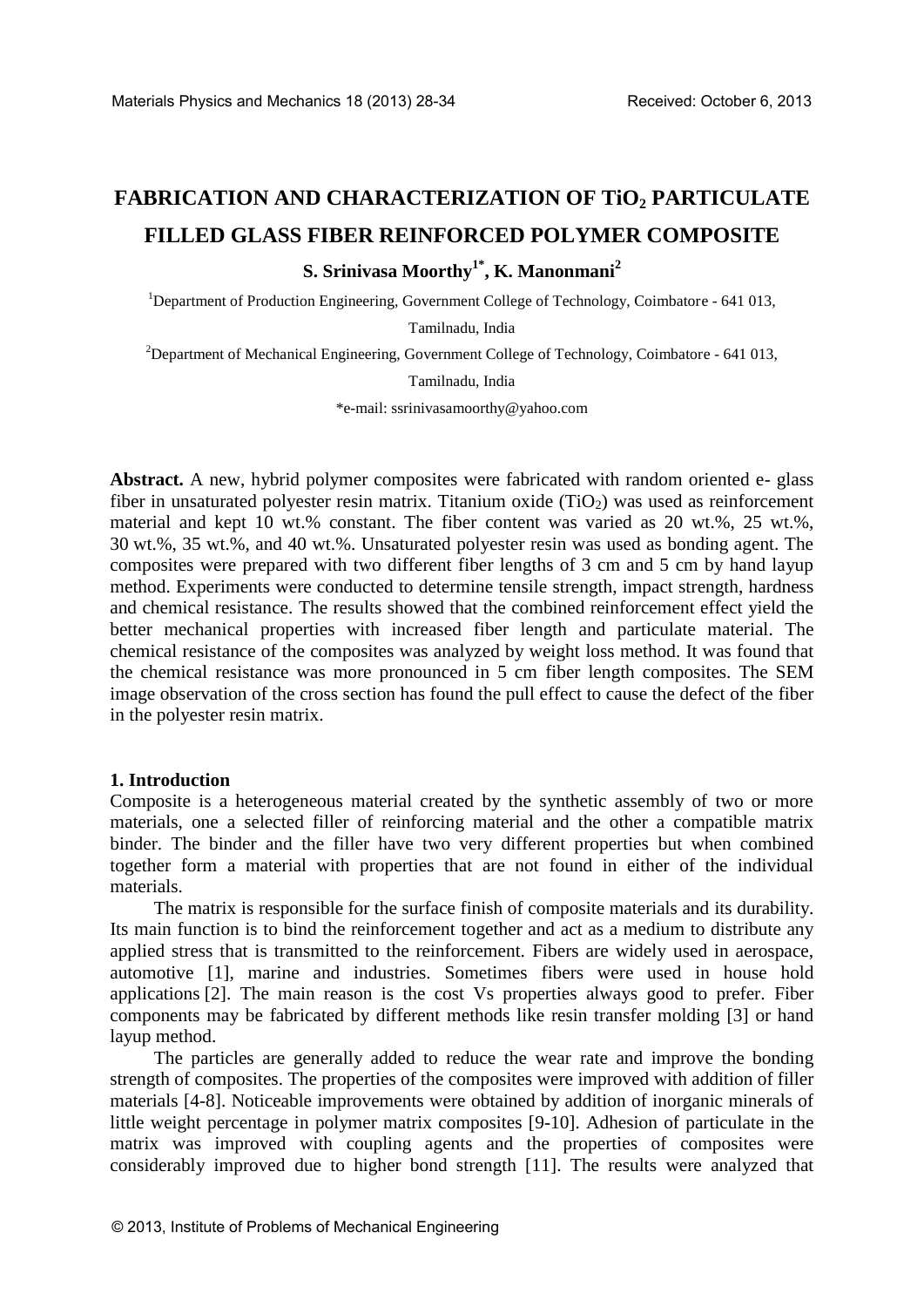# FABRICATION AND CHARACTERIZATION OF $TiO_2$ PARTICULATE FILLED GLASS FIBER REINFORCED POLYMER COMPOSITE

**S. Srinivasa Moorthy[1*], K. Manonmani[2]**

[1]Department of Production Engineering, Government College of Technology, Coimbatore - 641 013, Tamilnadu, India

[2]Department of Mechanical Engineering, Government College of Technology, Coimbatore - 641 013, Tamilnadu, India

*e-mail: ssrinivasamoorthy@yahoo.com

**Abstract.** A new, hybrid polymer composites were fabricated with random oriented e- glass fiber in unsaturated polyester resin matrix. Titanium oxide ($TiO_2$) was used as reinforcement material and kept 10 wt.% constant. The fiber content was varied as 20 wt.%, 25 wt.%, 30 wt.%, 35 wt.%, and 40 wt.%. Unsaturated polyester resin was used as bonding agent. The composites were prepared with two different fiber lengths of 3 cm and 5 cm by hand layup method. Experiments were conducted to determine tensile strength, impact strength, hardness and chemical resistance. The results showed that the combined reinforcement effect yield the better mechanical properties with increased fiber length and particulate material. The chemical resistance of the composites was analyzed by weight loss method. It was found that the chemical resistance was more pronounced in 5 cm fiber length composites. The SEM image observation of the cross section has found the pull effect to cause the defect of the fiber in the polyester resin matrix.

## 1. Introduction

Composite is a heterogeneous material created by the synthetic assembly of two or more materials, one a selected filler of reinforcing material and the other a compatible matrix binder. The binder and the filler have two very different properties but when combined together form a material with properties that are not found in either of the individual materials.

The matrix is responsible for the surface finish of composite materials and its durability. Its main function is to bind the reinforcement together and act as a medium to distribute any applied stress that is transmitted to the reinforcement. Fibers are widely used in aerospace, automotive [1], marine and industries. Sometimes fibers were used in house hold applications [2]. The main reason is the cost Vs properties always good to prefer. Fiber components may be fabricated by different methods like resin transfer molding [3] or hand layup method.

The particles are generally added to reduce the wear rate and improve the bonding strength of composites. The properties of the composites were improved with addition of filler materials [4-8]. Noticeable improvements were obtained by addition of inorganic minerals of little weight percentage in polymer matrix composites [9-10]. Adhesion of particulate in the matrix was improved with coupling agents and the properties of composites were considerably improved due to higher bond strength [11]. The results were analyzed that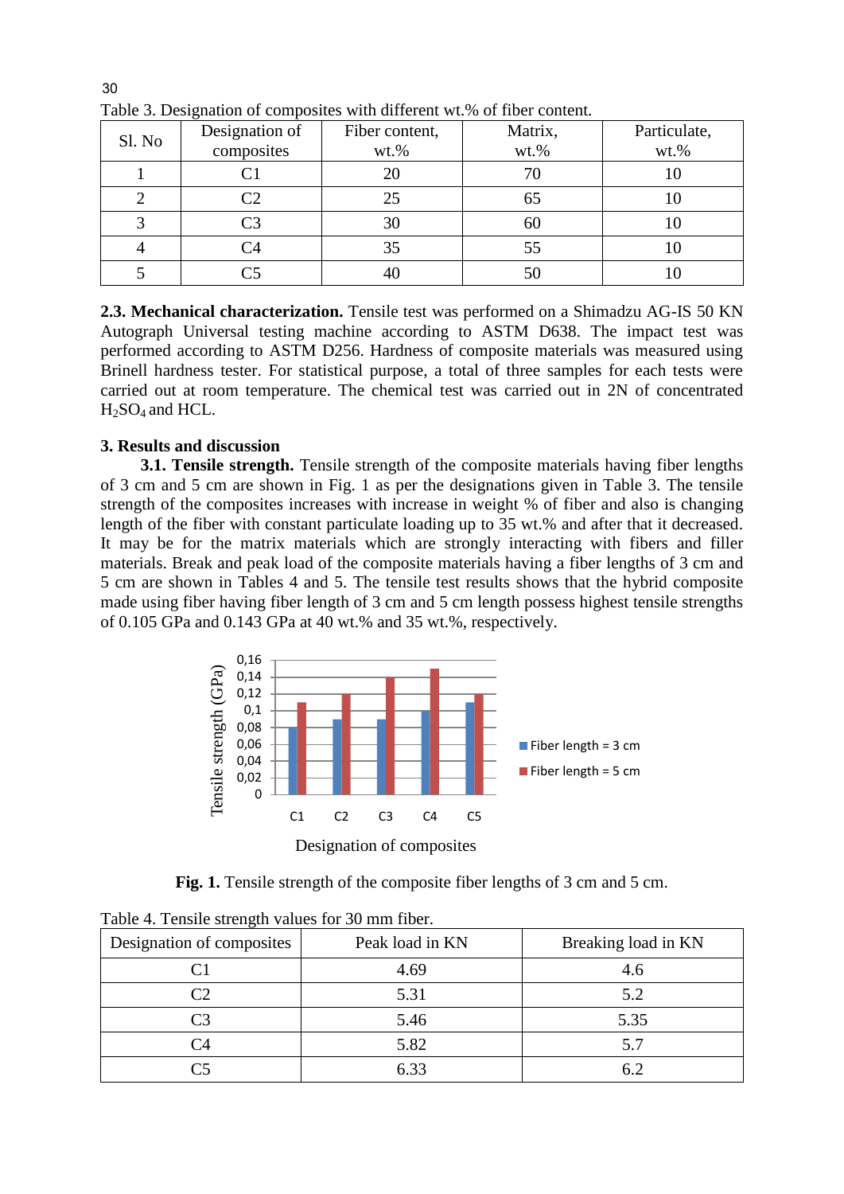Table 3. Designation of composites with different wt.% of fiber content.

| Sl. No | Designation of composites | Fiber content, wt.% | Matrix, wt.% | Particulate, wt.% |
|---|---|---|---|---|
| 1 | C1 | 20 | 70 | 10 |
| 2 | C2 | 25 | 65 | 10 |
| 3 | C3 | 30 | 60 | 10 |
| 4 | C4 | 35 | 55 | 10 |
| 5 | C5 | 40 | 50 | 10 |

**2.3. Mechanical characterization.** Tensile test was performed on a Shimadzu AG-IS 50 KN Autograph Universal testing machine according to ASTM D638. The impact test was performed according to ASTM D256. Hardness of composite materials was measured using Brinell hardness tester. For statistical purpose, a total of three samples for each tests were carried out at room temperature. The chemical test was carried out in 2N of concentrated $H_2SO_4$ and HCL.

## 3. Results and discussion

**3.1. Tensile strength.** Tensile strength of the composite materials having fiber lengths of 3 cm and 5 cm are shown in Fig. 1 as per the designations given in Table 3. The tensile strength of the composites increases with increase in weight % of fiber and also is changing length of the fiber with constant particulate loading up to 35 wt.% and after that it decreased. It may be for the matrix materials which are strongly interacting with fibers and filler materials. Break and peak load of the composite materials having a fiber lengths of 3 cm and 5 cm are shown in Tables 4 and 5. The tensile test results shows that the hybrid composite made using fiber having fiber length of 3 cm and 5 cm length possess highest tensile strengths of 0.105 GPa and 0.143 GPa at 40 wt.% and 35 wt.%, respectively.

Tensile strength (GPa)

0,16
0,14
0,12
0,1
0,08
0,06
0,04
0,02
0

C1 C2 C3 C4 C5

Designation of composites

Fiber length = 3 cm
Fiber length = 5 cm

**Fig. 1.** Tensile strength of the composite fiber lengths of 3 cm and 5 cm.

Table 4. Tensile strength values for 30 mm fiber.

| Designation of composites | Peak load in KN | Breaking load in KN |
|---|---|---|
| C1 | 4.69 | 4.6 |
| C2 | 5.31 | 5.2 |
| C3 | 5.46 | 5.35 |
| C4 | 5.82 | 5.7 |
| C5 | 6.33 | 6.2 |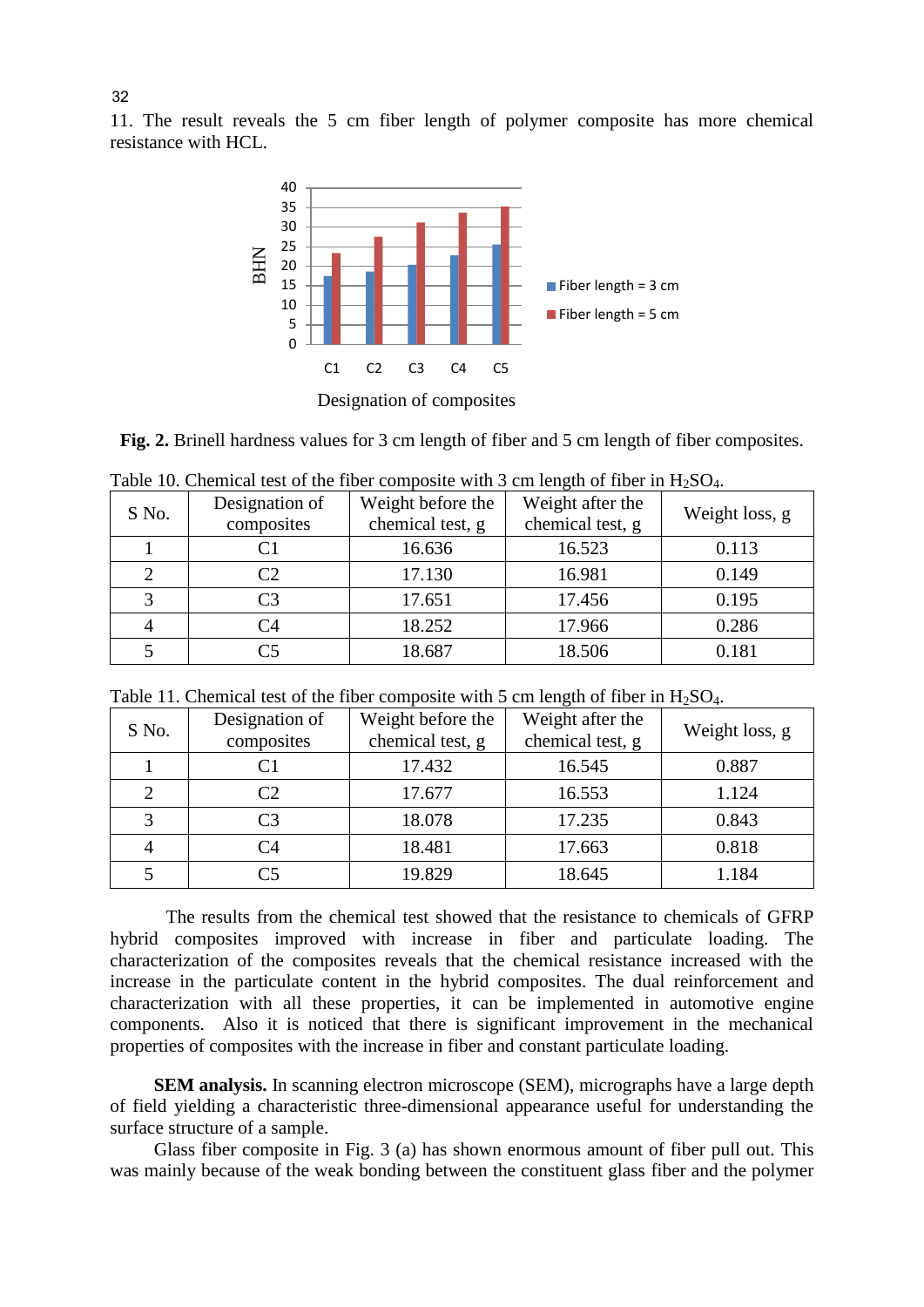11. The result reveals the 5 cm fiber length of polymer composite has more chemical resistance with HCL.

40
35
30
25
20
15
10
5
0

BHN

C1 C2 C3 C4 C5

Fiber length = 3 cm
Fiber length = 5 cm

Designation of composites

**Fig. 2.** Brinell hardness values for 3 cm length of fiber and 5 cm length of fiber composites.

Table 10. Chemical test of the fiber composite with 3 cm length of fiber in $H_2SO_4$.

| S No. | Designation of composites | Weight before the chemical test, g | Weight after the chemical test, g | Weight loss, g |
|---|---|---|---|---|
| 1 | C1 | 16.636 | 16.523 | 0.113 |
| 2 | C2 | 17.130 | 16.981 | 0.149 |
| 3 | C3 | 17.651 | 17.456 | 0.195 |
| 4 | C4 | 18.252 | 17.966 | 0.286 |
| 5 | C5 | 18.687 | 18.506 | 0.181 |

Table 11. Chemical test of the fiber composite with 5 cm length of fiber in $H_2SO_4$.

| S No. | Designation of composites | Weight before the chemical test, g | Weight after the chemical test, g | Weight loss, g |
|---|---|---|---|---|
| 1 | C1 | 17.432 | 16.545 | 0.887 |
| 2 | C2 | 17.677 | 16.553 | 1.124 |
| 3 | C3 | 18.078 | 17.235 | 0.843 |
| 4 | C4 | 18.481 | 17.663 | 0.818 |
| 5 | C5 | 19.829 | 18.645 | 1.184 |

The results from the chemical test showed that the resistance to chemicals of GFRP hybrid composites improved with increase in fiber and particulate loading. The characterization of the composites reveals that the chemical resistance increased with the increase in the particulate content in the hybrid composites. The dual reinforcement and characterization with all these properties, it can be implemented in automotive engine components. Also it is noticed that there is significant improvement in the mechanical properties of composites with the increase in fiber and constant particulate loading.

**SEM analysis.** In scanning electron microscope (SEM), micrographs have a large depth of field yielding a characteristic three-dimensional appearance useful for understanding the surface structure of a sample.

Glass fiber composite in Fig. 3 (a) has shown enormous amount of fiber pull out. This was mainly because of the weak bonding between the constituent glass fiber and the polymer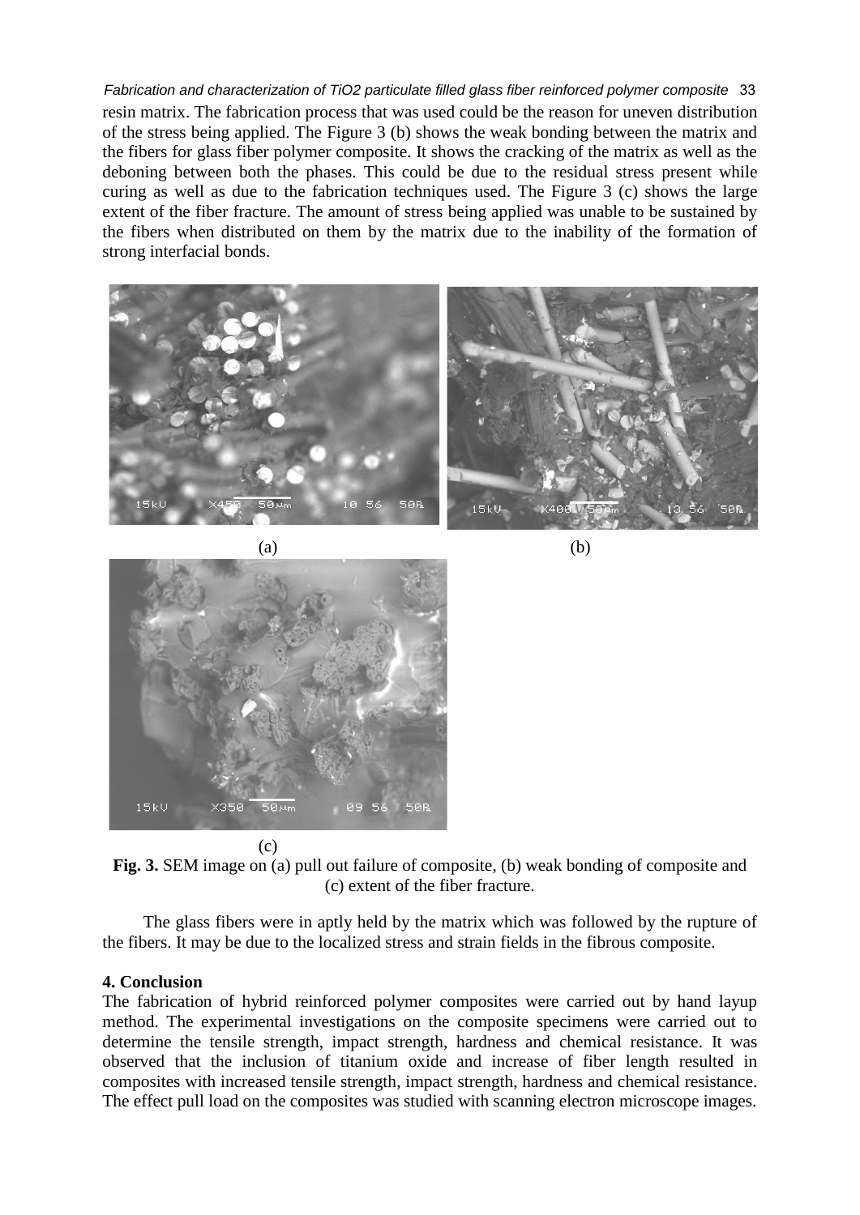resin matrix. The fabrication process that was used could be the reason for uneven distribution of the stress being applied. The Figure 3 (b) shows the weak bonding between the matrix and the fibers for glass fiber polymer composite. It shows the cracking of the matrix as well as the deboning between both the phases. This could be due to the residual stress present while curing as well as due to the fabrication techniques used. The Figure 3 (c) shows the large extent of the fiber fracture. The amount of stress being applied was unable to be sustained by the fibers when distributed on them by the matrix due to the inability of the formation of strong interfacial bonds.

(a) (b)

(c)

**Fig. 3.** SEM image on (a) pull out failure of composite, (b) weak bonding of composite and (c) extent of the fiber fracture.

The glass fibers were in aptly held by the matrix which was followed by the rupture of the fibers. It may be due to the localized stress and strain fields in the fibrous composite.

### 4. Conclusion

The fabrication of hybrid reinforced polymer composites were carried out by hand layup method. The experimental investigations on the composite specimens were carried out to determine the tensile strength, impact strength, hardness and chemical resistance. It was observed that the inclusion of titanium oxide and increase of fiber length resulted in composites with increased tensile strength, impact strength, hardness and chemical resistance. The effect pull load on the composites was studied with scanning electron microscope images.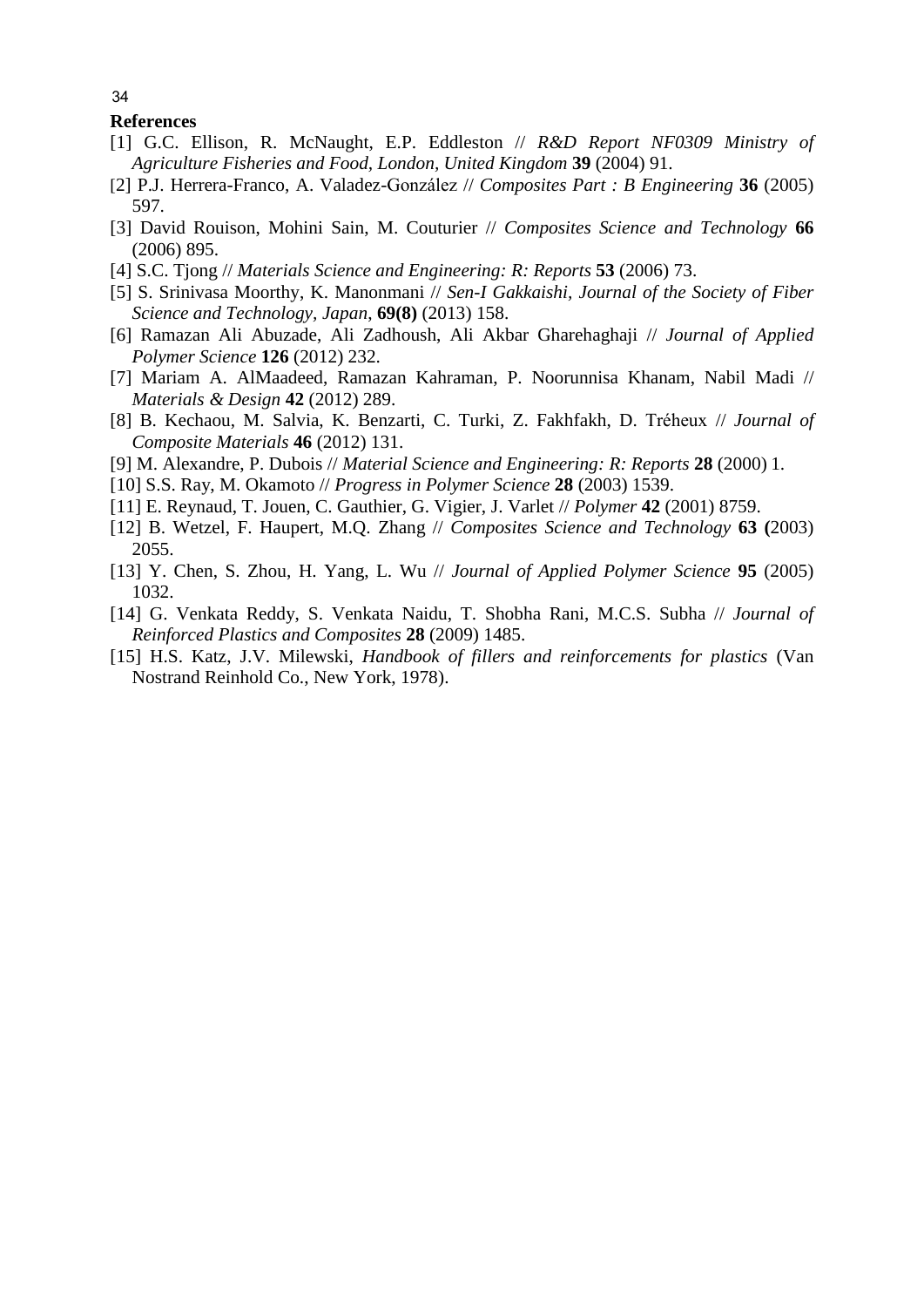**References**

[1] G.C. Ellison, R. McNaught, E.P. Eddleston // *R&D Report NF0309 Ministry of Agriculture Fisheries and Food, London, United Kingdom* **39** (2004) 91.

[2] P.J. Herrera-Franco, A. Valadez-González // *Composites Part : B Engineering* **36** (2005) 597.

[3] David Rouison, Mohini Sain, M. Couturier // *Composites Science and Technology* **66** (2006) 895.

[4] S.C. Tjong // *Materials Science and Engineering: R: Reports* **53** (2006) 73.

[5] S. Srinivasa Moorthy, K. Manonmani // *Sen-I Gakkaishi, Journal of the Society of Fiber Science and Technology, Japan*, **69(8)** (2013) 158.

[6] Ramazan Ali Abuzade, Ali Zadhoush, Ali Akbar Gharehaghaji // *Journal of Applied Polymer Science* **126** (2012) 232.

[7] Mariam A. AlMaadeed, Ramazan Kahraman, P. Noorunnisa Khanam, Nabil Madi // *Materials & Design* **42** (2012) 289.

[8] B. Kechaou, M. Salvia, K. Benzarti, C. Turki, Z. Fakhfakh, D. Tréheux // *Journal of Composite Materials* **46** (2012) 131.

[9] M. Alexandre, P. Dubois // *Material Science and Engineering: R: Reports* **28** (2000) 1.

[10] S.S. Ray, M. Okamoto // *Progress in Polymer Science* **28** (2003) 1539.

[11] E. Reynaud, T. Jouen, C. Gauthier, G. Vigier, J. Varlet // *Polymer* **42** (2001) 8759.

[12] B. Wetzel, F. Haupert, M.Q. Zhang // *Composites Science and Technology* **63 (**2003) 2055.

[13] Y. Chen, S. Zhou, H. Yang, L. Wu // *Journal of Applied Polymer Science* **95** (2005) 1032.

[14] G. Venkata Reddy, S. Venkata Naidu, T. Shobha Rani, M.C.S. Subha // *Journal of Reinforced Plastics and Composites* **28** (2009) 1485.

[15] H.S. Katz, J.V. Milewski, *Handbook of fillers and reinforcements for plastics* (Van Nostrand Reinhold Co., New York, 1978).